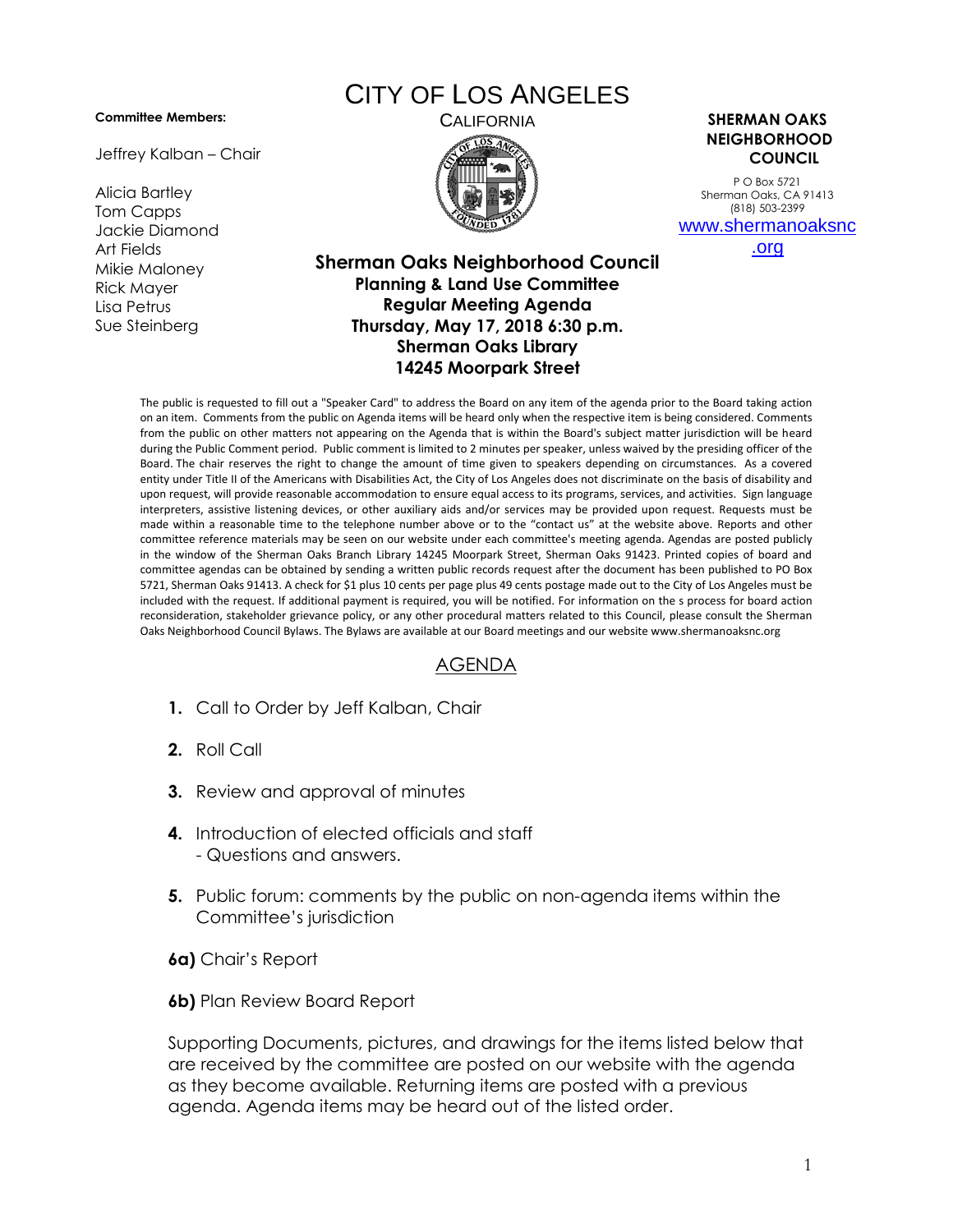# CITY OF LOS ANGELES

CALIFORNIA

**Committee Members:**

Jeffrey Kalban – Chair

Alicia Bartley
Tom Capps
Jackie Diamond
Art Fields
Mikie Maloney
Rick Mayer
Lisa Petrus
Sue Steinberg

**SHERMAN OAKS NEIGHBORHOOD COUNCIL**

P O Box 5721
Sherman Oaks, CA 91413
(818) 503-2399
www.shermanoaksnc.org

## Sherman Oaks Neighborhood Council
### Planning & Land Use Committee
### Regular Meeting Agenda
### Thursday, May 17, 2018 6:30 p.m.
### Sherman Oaks Library
### 14245 Moorpark Street

The public is requested to fill out a "Speaker Card" to address the Board on any item of the agenda prior to the Board taking action on an item. Comments from the public on Agenda items will be heard only when the respective item is being considered. Comments from the public on other matters not appearing on the Agenda that is within the Board's subject matter jurisdiction will be heard during the Public Comment period. Public comment is limited to 2 minutes per speaker, unless waived by the presiding officer of the Board. The chair reserves the right to change the amount of time given to speakers depending on circumstances. As a covered entity under Title II of the Americans with Disabilities Act, the City of Los Angeles does not discriminate on the basis of disability and upon request, will provide reasonable accommodation to ensure equal access to its programs, services, and activities. Sign language interpreters, assistive listening devices, or other auxiliary aids and/or services may be provided upon request. Requests must be made within a reasonable time to the telephone number above or to the "contact us" at the website above. Reports and other committee reference materials may be seen on our website under each committee's meeting agenda. Agendas are posted publicly in the window of the Sherman Oaks Branch Library 14245 Moorpark Street, Sherman Oaks 91423. Printed copies of board and committee agendas can be obtained by sending a written public records request after the document has been published to PO Box 5721, Sherman Oaks 91413. A check for $1 plus 10 cents per page plus 49 cents postage made out to the City of Los Angeles must be included with the request. If additional payment is required, you will be notified. For information on the s process for board action reconsideration, stakeholder grievance policy, or any other procedural matters related to this Council, please consult the Sherman Oaks Neighborhood Council Bylaws. The Bylaws are available at our Board meetings and our website www.shermanoaksnc.org

## AGENDA

1. Call to Order by Jeff Kalban, Chair
2. Roll Call
3. Review and approval of minutes
4. Introduction of elected officials and staff
   - Questions and answers.
5. Public forum: comments by the public on non-agenda items within the Committee's jurisdiction

**6a)** Chair's Report

**6b)** Plan Review Board Report

Supporting Documents, pictures, and drawings for the items listed below that are received by the committee are posted on our website with the agenda as they become available. Returning items are posted with a previous agenda. Agenda items may be heard out of the listed order.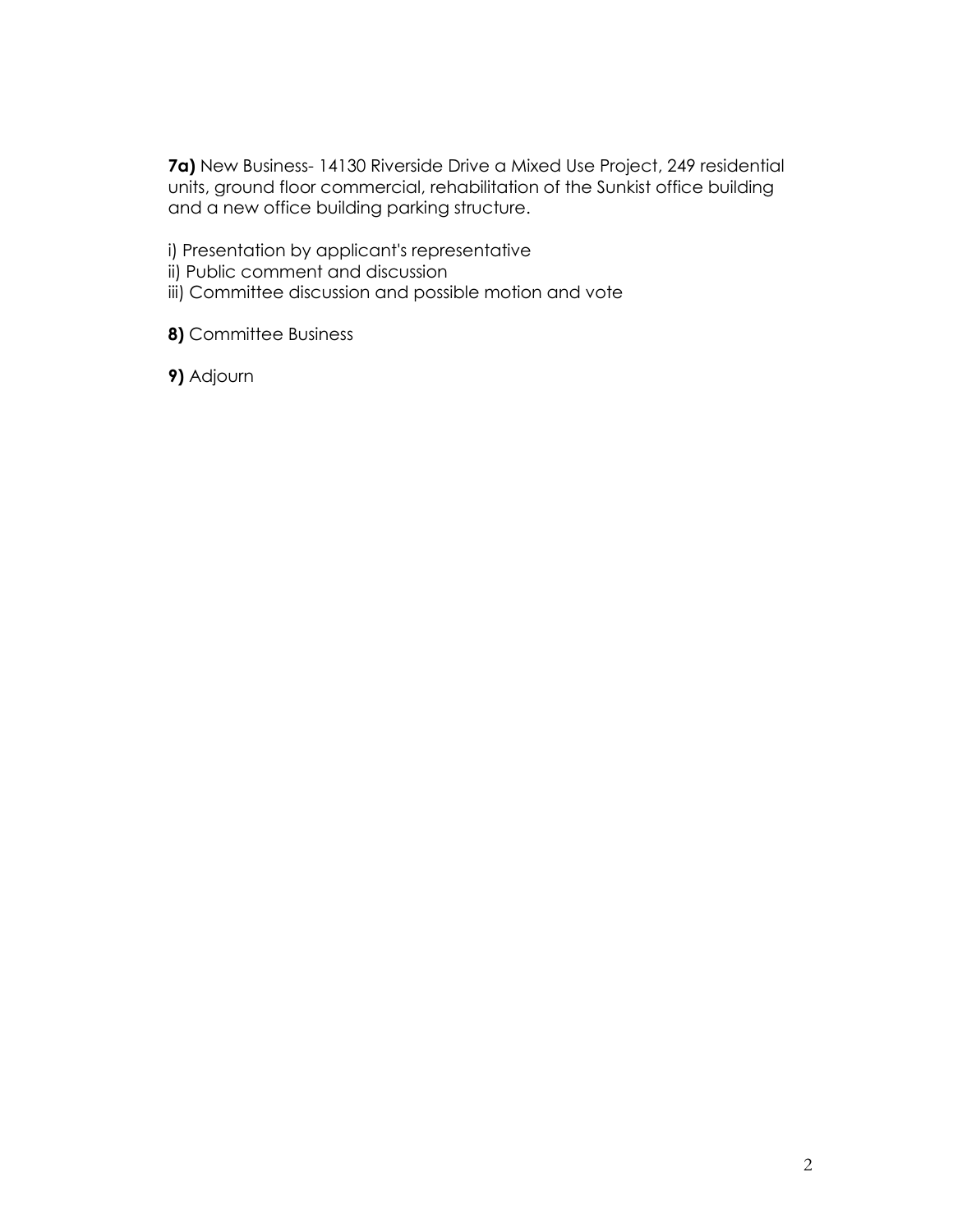**7a)** New Business- 14130 Riverside Drive a Mixed Use Project, 249 residential units, ground floor commercial, rehabilitation of the Sunkist office building and a new office building parking structure.

i) Presentation by applicant's representative
ii) Public comment and discussion
iii) Committee discussion and possible motion and vote

**8)** Committee Business

**9)** Adjourn